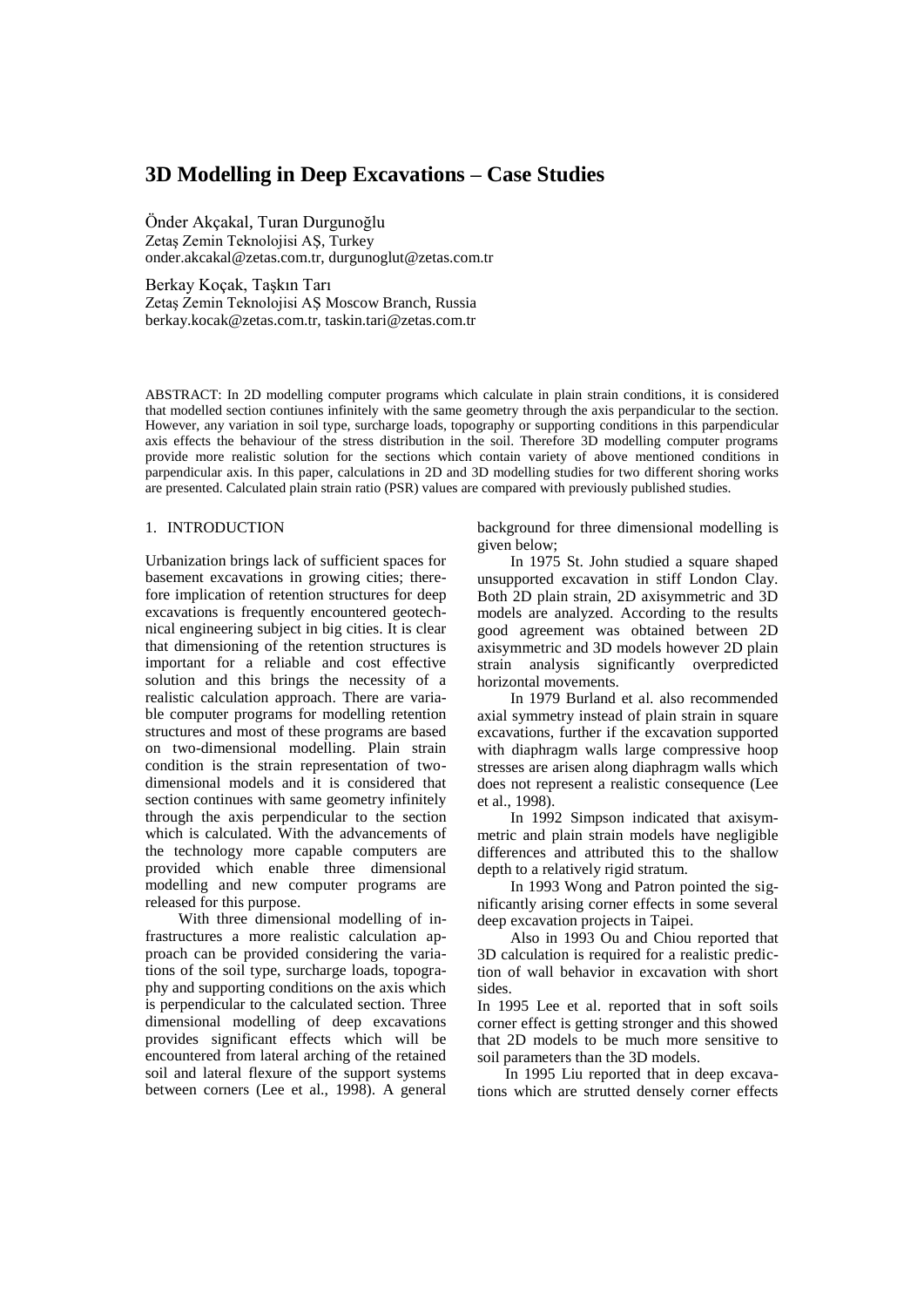# 3D Modelling in Deep Excavations – Case Studies

Önder Akçakal, Turan Durgunoğlu
Zetaş Zemin Teknolojisi AŞ, Turkey
onder.akcakal@zetas.com.tr, durgunoglut@zetas.com.tr

Berkay Koçak, Taşkın Tarı
Zetaş Zemin Teknolojisi AŞ Moscow Branch, Russia
berkay.kocak@zetas.com.tr, taskin.tari@zetas.com.tr

ABSTRACT: In 2D modelling computer programs which calculate in plain strain conditions, it is considered that modelled section contiunes infinitely with the same geometry through the axis perpandicular to the section. However, any variation in soil type, surcharge loads, topography or supporting conditions in this parpendicular axis effects the behaviour of the stress distribution in the soil. Therefore 3D modelling computer programs provide more realistic solution for the sections which contain variety of above mentioned conditions in parpendicular axis. In this paper, calculations in 2D and 3D modelling studies for two different shoring works are presented. Calculated plain strain ratio (PSR) values are compared with previously published studies.

## 1. INTRODUCTION

Urbanization brings lack of sufficient spaces for basement excavations in growing cities; therefore implication of retention structures for deep excavations is frequently encountered geotechnical engineering subject in big cities. It is clear that dimensioning of the retention structures is important for a reliable and cost effective solution and this brings the necessity of a realistic calculation approach. There are variable computer programs for modelling retention structures and most of these programs are based on two-dimensional modelling. Plain strain condition is the strain representation of two-dimensional models and it is considered that section continues with same geometry infinitely through the axis perpendicular to the section which is calculated. With the advancements of the technology more capable computers are provided which enable three dimensional modelling and new computer programs are released for this purpose.

With three dimensional modelling of infrastructures a more realistic calculation approach can be provided considering the variations of the soil type, surcharge loads, topography and supporting conditions on the axis which is perpendicular to the calculated section. Three dimensional modelling of deep excavations provides significant effects which will be encountered from lateral arching of the retained soil and lateral flexure of the support systems between corners (Lee et al., 1998). A general background for three dimensional modelling is given below;

In 1975 St. John studied a square shaped unsupported excavation in stiff London Clay. Both 2D plain strain, 2D axisymmetric and 3D models are analyzed. According to the results good agreement was obtained between 2D axisymmetric and 3D models however 2D plain strain analysis significantly overpredicted horizontal movements.

In 1979 Burland et al. also recommended axial symmetry instead of plain strain in square excavations, further if the excavation supported with diaphragm walls large compressive hoop stresses are arisen along diaphragm walls which does not represent a realistic consequence (Lee et al., 1998).

In 1992 Simpson indicated that axisymmetric and plain strain models have negligible differences and attributed this to the shallow depth to a relatively rigid stratum.

In 1993 Wong and Patron pointed the significantly arising corner effects in some several deep excavation projects in Taipei.

Also in 1993 Ou and Chiou reported that 3D calculation is required for a realistic prediction of wall behavior in excavation with short sides.

In 1995 Lee et al. reported that in soft soils corner effect is getting stronger and this showed that 2D models to be much more sensitive to soil parameters than the 3D models.

In 1995 Liu reported that in deep excavations which are strutted densely corner effects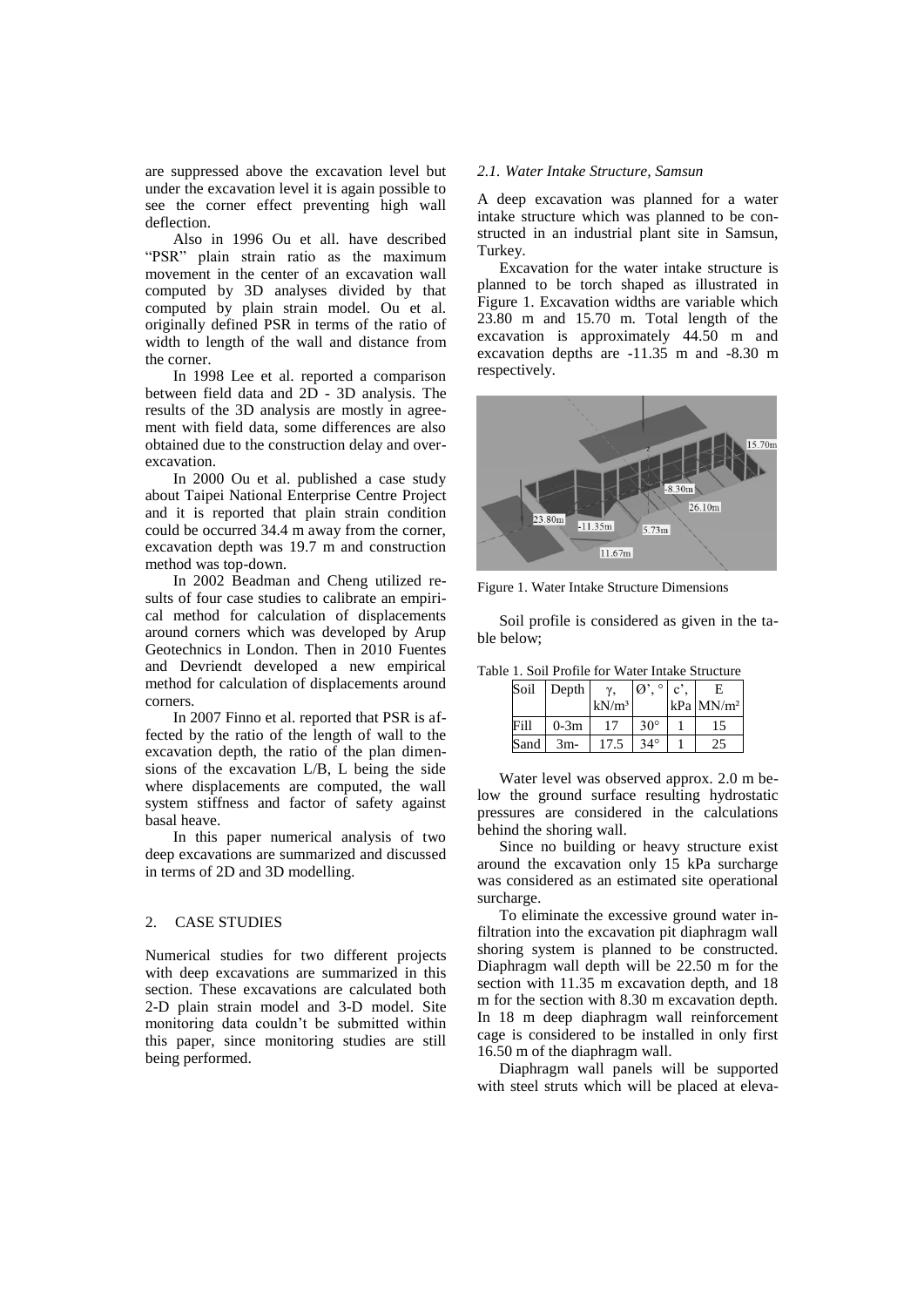are suppressed above the excavation level but under the excavation level it is again possible to see the corner effect preventing high wall deflection.

Also in 1996 Ou et all. have described "PSR" plain strain ratio as the maximum movement in the center of an excavation wall computed by 3D analyses divided by that computed by plain strain model. Ou et al. originally defined PSR in terms of the ratio of width to length of the wall and distance from the corner.

In 1998 Lee et al. reported a comparison between field data and 2D - 3D analysis. The results of the 3D analysis are mostly in agreement with field data, some differences are also obtained due to the construction delay and over-excavation.

In 2000 Ou et al. published a case study about Taipei National Enterprise Centre Project and it is reported that plain strain condition could be occurred 34.4 m away from the corner, excavation depth was 19.7 m and construction method was top-down.

In 2002 Beadman and Cheng utilized results of four case studies to calibrate an empirical method for calculation of displacements around corners which was developed by Arup Geotechnics in London. Then in 2010 Fuentes and Devriendt developed a new empirical method for calculation of displacements around corners.

In 2007 Finno et al. reported that PSR is affected by the ratio of the length of wall to the excavation depth, the ratio of the plan dimensions of the excavation L/B, L being the side where displacements are computed, the wall system stiffness and factor of safety against basal heave.

In this paper numerical analysis of two deep excavations are summarized and discussed in terms of 2D and 3D modelling.

## 2. CASE STUDIES

Numerical studies for two different projects with deep excavations are summarized in this section. These excavations are calculated both 2-D plain strain model and 3-D model. Site monitoring data couldn't be submitted within this paper, since monitoring studies are still being performed.

### *2.1. Water Intake Structure, Samsun*

A deep excavation was planned for a water intake structure which was planned to be constructed in an industrial plant site in Samsun, Turkey.

Excavation for the water intake structure is planned to be torch shaped as illustrated in Figure 1. Excavation widths are variable which 23.80 m and 15.70 m. Total length of the excavation is approximately 44.50 m and excavation depths are -11.35 m and -8.30 m respectively.

Figure 1. Water Intake Structure Dimensions

Soil profile is considered as given in the table below;

Table 1. Soil Profile for Water Intake Structure

| Soil | Depth | γ, kN/m³ | Ø', ° | c', kPa | E MN/m² |
|---|---|---|---|---|---|
| Fill | 0-3m | 17 | 30° | 1 | 15 |
| Sand | 3m- | 17.5 | 34° | 1 | 25 |

Water level was observed approx. 2.0 m below the ground surface resulting hydrostatic pressures are considered in the calculations behind the shoring wall.

Since no building or heavy structure exist around the excavation only 15 kPa surcharge was considered as an estimated site operational surcharge.

To eliminate the excessive ground water infiltration into the excavation pit diaphragm wall shoring system is planned to be constructed. Diaphragm wall depth will be 22.50 m for the section with 11.35 m excavation depth, and 18 m for the section with 8.30 m excavation depth. In 18 m deep diaphragm wall reinforcement cage is considered to be installed in only first 16.50 m of the diaphragm wall.

Diaphragm wall panels will be supported with steel struts which will be placed at eleva-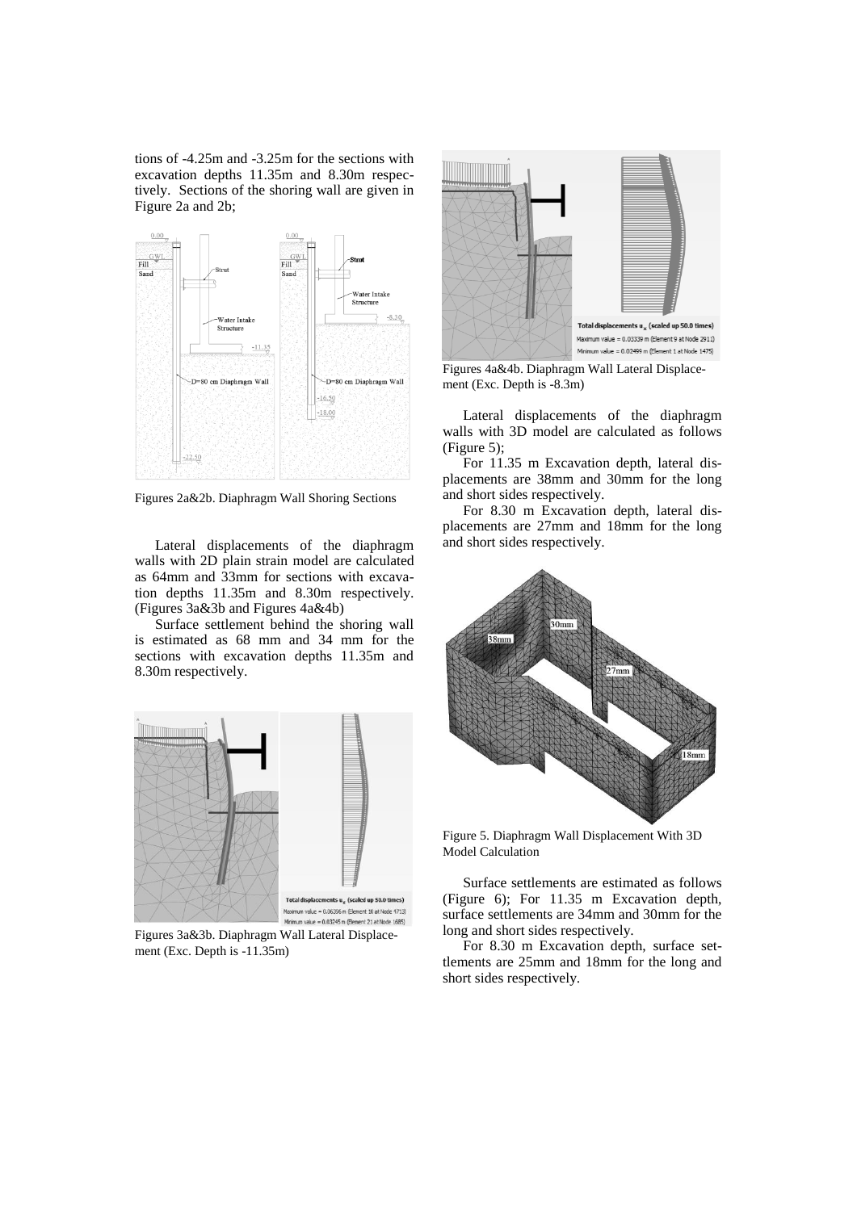tions of -4.25m and -3.25m for the sections with excavation depths 11.35m and 8.30m respectively. Sections of the shoring wall are given in Figure 2a and 2b;

Figures 2a&2b. Diaphragm Wall Shoring Sections

Lateral displacements of the diaphragm walls with 2D plain strain model are calculated as 64mm and 33mm for sections with excavation depths 11.35m and 8.30m respectively. (Figures 3a&3b and Figures 4a&4b)

Surface settlement behind the shoring wall is estimated as 68 mm and 34 mm for the sections with excavation depths 11.35m and 8.30m respectively.

Figures 3a&3b. Diaphragm Wall Lateral Displacement (Exc. Depth is -11.35m)

Figures 4a&4b. Diaphragm Wall Lateral Displacement (Exc. Depth is -8.3m)

Lateral displacements of the diaphragm walls with 3D model are calculated as follows (Figure 5);

For 11.35 m Excavation depth, lateral displacements are 38mm and 30mm for the long and short sides respectively.

For 8.30 m Excavation depth, lateral displacements are 27mm and 18mm for the long and short sides respectively.

Figure 5. Diaphragm Wall Displacement With 3D Model Calculation

Surface settlements are estimated as follows (Figure 6); For 11.35 m Excavation depth, surface settlements are 34mm and 30mm for the long and short sides respectively.

For 8.30 m Excavation depth, surface settlements are 25mm and 18mm for the long and short sides respectively.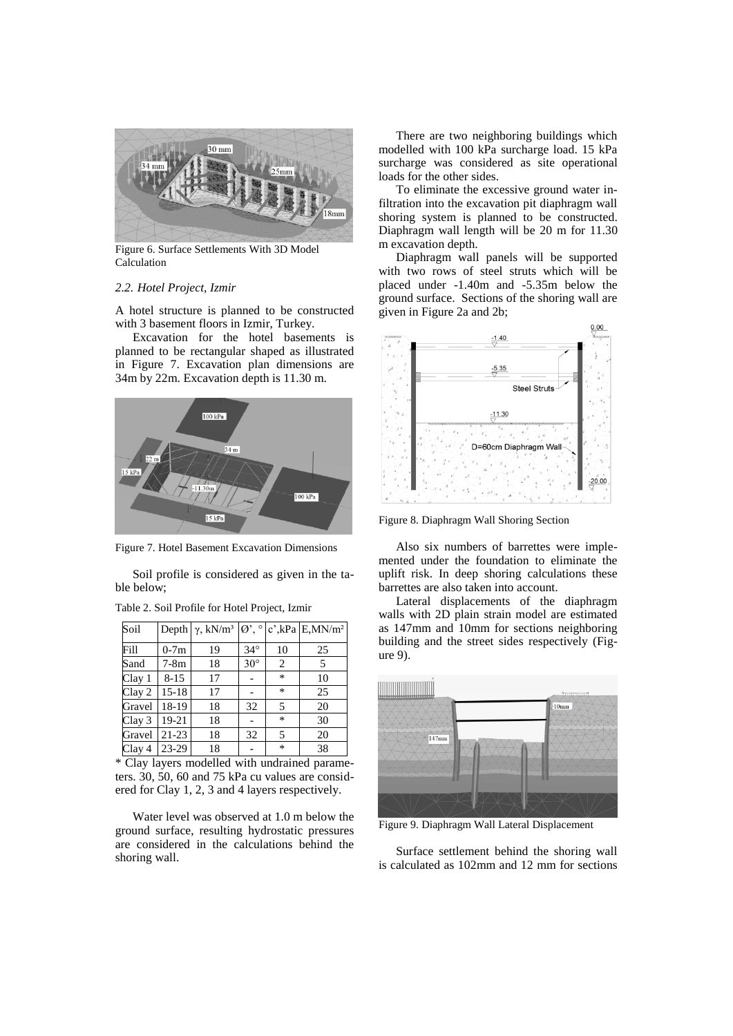Figure 6. Surface Settlements With 3D Model Calculation

### 2.2. Hotel Project, Izmir

A hotel structure is planned to be constructed with 3 basement floors in Izmir, Turkey.

Excavation for the hotel basements is planned to be rectangular shaped as illustrated in Figure 7. Excavation plan dimensions are 34m by 22m. Excavation depth is 11.30 m.

Figure 7. Hotel Basement Excavation Dimensions

Soil profile is considered as given in the table below;

Table 2. Soil Profile for Hotel Project, Izmir

| Soil | Depth | γ, kN/m³ | Ø', ° | c',kPa | E,MN/m² |
|---|---|---|---|---|---|
| Fill | 0-7m | 19 | 34° | 10 | 25 |
| Sand | 7-8m | 18 | 30° | 2 | 5 |
| Clay 1 | 8-15 | 17 | - | * | 10 |
| Clay 2 | 15-18 | 17 | - | * | 25 |
| Gravel | 18-19 | 18 | 32 | 5 | 20 |
| Clay 3 | 19-21 | 18 | - | * | 30 |
| Gravel | 21-23 | 18 | 32 | 5 | 20 |
| Clay 4 | 23-29 | 18 | - | * | 38 |

* Clay layers modelled with undrained parameters. 30, 50, 60 and 75 kPa cu values are considered for Clay 1, 2, 3 and 4 layers respectively.

Water level was observed at 1.0 m below the ground surface, resulting hydrostatic pressures are considered in the calculations behind the shoring wall.

There are two neighboring buildings which modelled with 100 kPa surcharge load. 15 kPa surcharge was considered as site operational loads for the other sides.

To eliminate the excessive ground water infiltration into the excavation pit diaphragm wall shoring system is planned to be constructed. Diaphragm wall length will be 20 m for 11.30 m excavation depth.

Diaphragm wall panels will be supported with two rows of steel struts which will be placed under -1.40m and -5.35m below the ground surface. Sections of the shoring wall are given in Figure 2a and 2b;

Figure 8. Diaphragm Wall Shoring Section

Also six numbers of barrettes were implemented under the foundation to eliminate the uplift risk. In deep shoring calculations these barrettes are also taken into account.

Lateral displacements of the diaphragm walls with 2D plain strain model are estimated as 147mm and 10mm for sections neighboring building and the street sides respectively (Figure 9).

Figure 9. Diaphragm Wall Lateral Displacement

Surface settlement behind the shoring wall is calculated as 102mm and 12 mm for sections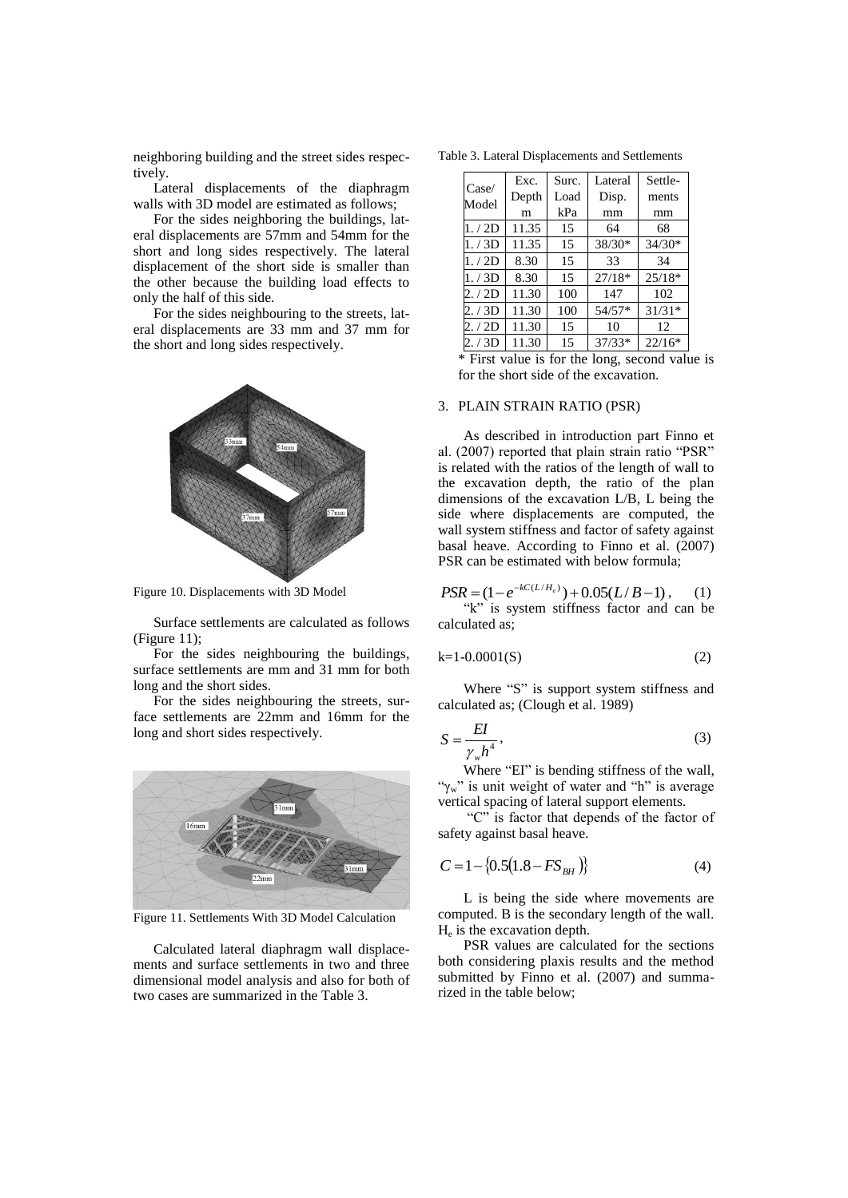neighboring building and the street sides respectively.

Lateral displacements of the diaphragm walls with 3D model are estimated as follows;

For the sides neighboring the buildings, lateral displacements are 57mm and 54mm for the short and long sides respectively. The lateral displacement of the short side is smaller than the other because the building load effects to only the half of this side.

For the sides neighbouring to the streets, lateral displacements are 33 mm and 37 mm for the short and long sides respectively.

Figure 10. Displacements with 3D Model

Surface settlements are calculated as follows (Figure 11);

For the sides neighbouring the buildings, surface settlements are mm and 31 mm for both long and the short sides.

For the sides neighbouring the streets, surface settlements are 22mm and 16mm for the long and short sides respectively.

Figure 11. Settlements With 3D Model Calculation

Calculated lateral diaphragm wall displacements and surface settlements in two and three dimensional model analysis and also for both of two cases are summarized in the Table 3.

Table 3. Lateral Displacements and Settlements

| Case/ Model | Exc. Depth m | Surc. Load kPa | Lateral Disp. mm | Settle-ments mm |
|---|---|---|---|---|
| 1. / 2D | 11.35 | 15 | 64 | 68 |
| 1. / 3D | 11.35 | 15 | 38/30* | 34/30* |
| 1. / 2D | 8.30 | 15 | 33 | 34 |
| 1. / 3D | 8.30 | 15 | 27/18* | 25/18* |
| 2. / 2D | 11.30 | 100 | 147 | 102 |
| 2. / 3D | 11.30 | 100 | 54/57* | 31/31* |
| 2. / 2D | 11.30 | 15 | 10 | 12 |
| 2. / 3D | 11.30 | 15 | 37/33* | 22/16* |

\* First value is for the long, second value is for the short side of the excavation.

## 3. PLAIN STRAIN RATIO (PSR)

As described in introduction part Finno et al. (2007) reported that plain strain ratio "PSR" is related with the ratios of the length of wall to the excavation depth, the ratio of the plan dimensions of the excavation L/B, L being the side where displacements are computed, the wall system stiffness and factor of safety against basal heave. According to Finno et al. (2007) PSR can be estimated with below formula;

$$PSR = (1 - e^{-kC(L/H_e)}) + 0.05(L/B - 1), \quad (1)$$

"k" is system stiffness factor and can be calculated as;

$$k = 1 - 0.0001(S) \quad (2)$$

Where "S" is support system stiffness and calculated as; (Clough et al. 1989)

$$S = \frac{EI}{\gamma_w h^4}, \quad (3)$$

Where "EI" is bending stiffness of the wall, "$\gamma_w$" is unit weight of water and "h" is average vertical spacing of lateral support elements.

"C" is factor that depends of the factor of safety against basal heave.

$$C = 1 - \{0.5(1.8 - FS_{BH})\} \quad (4)$$

L is being the side where movements are computed. B is the secondary length of the wall. $H_e$ is the excavation depth.

PSR values are calculated for the sections both considering plaxis results and the method submitted by Finno et al. (2007) and summarized in the table below;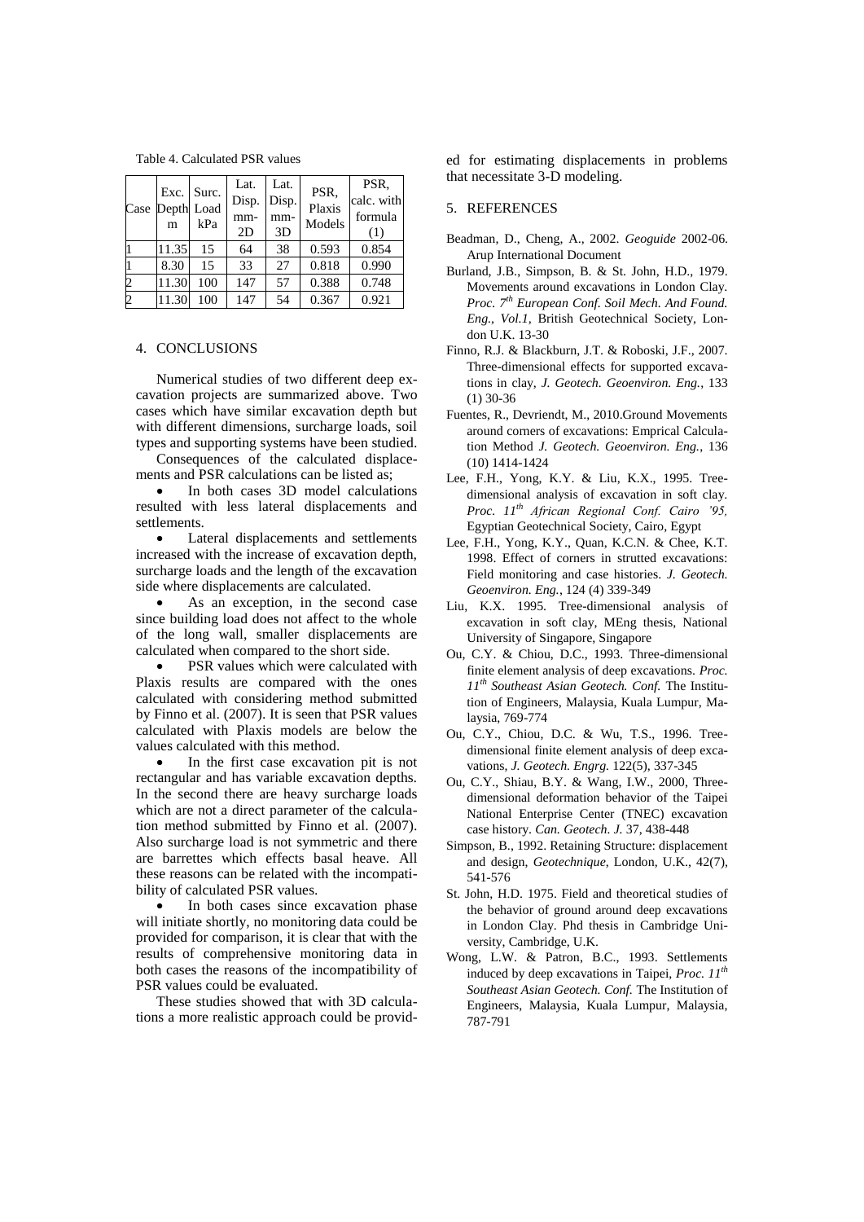Table 4. Calculated PSR values

| Case | Exc. Depth m | Surc. Load kPa | Lat. Disp. mm-2D | Lat. Disp. mm-3D | PSR, Plaxis Models | PSR, calc. with formula (1) |
|---|---|---|---|---|---|---|
| 1 | 11.35 | 15 | 64 | 38 | 0.593 | 0.854 |
| 1 | 8.30 | 15 | 33 | 27 | 0.818 | 0.990 |
| 2 | 11.30 | 100 | 147 | 57 | 0.388 | 0.748 |
| 2 | 11.30 | 100 | 147 | 54 | 0.367 | 0.921 |

## 4. CONCLUSIONS

Numerical studies of two different deep excavation projects are summarized above. Two cases which have similar excavation depth but with different dimensions, surcharge loads, soil types and supporting systems have been studied.

Consequences of the calculated displacements and PSR calculations can be listed as;

- In both cases 3D model calculations resulted with less lateral displacements and settlements.
- Lateral displacements and settlements increased with the increase of excavation depth, surcharge loads and the length of the excavation side where displacements are calculated.
- As an exception, in the second case since building load does not affect to the whole of the long wall, smaller displacements are calculated when compared to the short side.
- PSR values which were calculated with Plaxis results are compared with the ones calculated with considering method submitted by Finno et al. (2007). It is seen that PSR values calculated with Plaxis models are below the values calculated with this method.
- In the first case excavation pit is not rectangular and has variable excavation depths. In the second there are heavy surcharge loads which are not a direct parameter of the calculation method submitted by Finno et al. (2007). Also surcharge load is not symmetric and there are barrettes which effects basal heave. All these reasons can be related with the incompatibility of calculated PSR values.
- In both cases since excavation phase will initiate shortly, no monitoring data could be provided for comparison, it is clear that with the results of comprehensive monitoring data in both cases the reasons of the incompatibility of PSR values could be evaluated.

These studies showed that with 3D calculations a more realistic approach could be provided for estimating displacements in problems that necessitate 3-D modeling.

## 5. REFERENCES

Beadman, D., Cheng, A., 2002. *Geoguide* 2002-06. Arup International Document

Burland, J.B., Simpson, B. & St. John, H.D., 1979. Movements around excavations in London Clay. *Proc. 7th European Conf. Soil Mech. And Found. Eng., Vol.1,* British Geotechnical Society, London U.K. 13-30

Finno, R.J. & Blackburn, J.T. & Roboski, J.F., 2007. Three-dimensional effects for supported excavations in clay, *J. Geotech. Geoenviron. Eng.*, 133 (1) 30-36

Fuentes, R., Devriendt, M., 2010.Ground Movements around corners of excavations: Emprical Calculation Method *J. Geotech. Geoenviron. Eng.*, 136 (10) 1414-1424

Lee, F.H., Yong, K.Y. & Liu, K.X., 1995. Tree-dimensional analysis of excavation in soft clay. *Proc. 11th African Regional Conf. Cairo '95,* Egyptian Geotechnical Society, Cairo, Egypt

Lee, F.H., Yong, K.Y., Quan, K.C.N. & Chee, K.T. 1998. Effect of corners in strutted excavations: Field monitoring and case histories. *J. Geotech. Geoenviron. Eng.*, 124 (4) 339-349

Liu, K.X. 1995. Tree-dimensional analysis of excavation in soft clay, MEng thesis, National University of Singapore, Singapore

Ou, C.Y. & Chiou, D.C., 1993. Three-dimensional finite element analysis of deep excavations. *Proc. 11th Southeast Asian Geotech. Conf.* The Institution of Engineers, Malaysia, Kuala Lumpur, Malaysia, 769-774

Ou, C.Y., Chiou, D.C. & Wu, T.S., 1996. Tree-dimensional finite element analysis of deep excavations, *J. Geotech. Engrg.* 122(5), 337-345

Ou, C.Y., Shiau, B.Y. & Wang, I.W., 2000, Three-dimensional deformation behavior of the Taipei National Enterprise Center (TNEC) excavation case history. *Can. Geotech. J.* 37, 438-448

Simpson, B., 1992. Retaining Structure: displacement and design, *Geotechnique*, London, U.K., 42(7), 541-576

St. John, H.D. 1975. Field and theoretical studies of the behavior of ground around deep excavations in London Clay. Phd thesis in Cambridge University, Cambridge, U.K.

Wong, L.W. & Patron, B.C., 1993. Settlements induced by deep excavations in Taipei, *Proc. 11th Southeast Asian Geotech. Conf.* The Institution of Engineers, Malaysia, Kuala Lumpur, Malaysia, 787-791